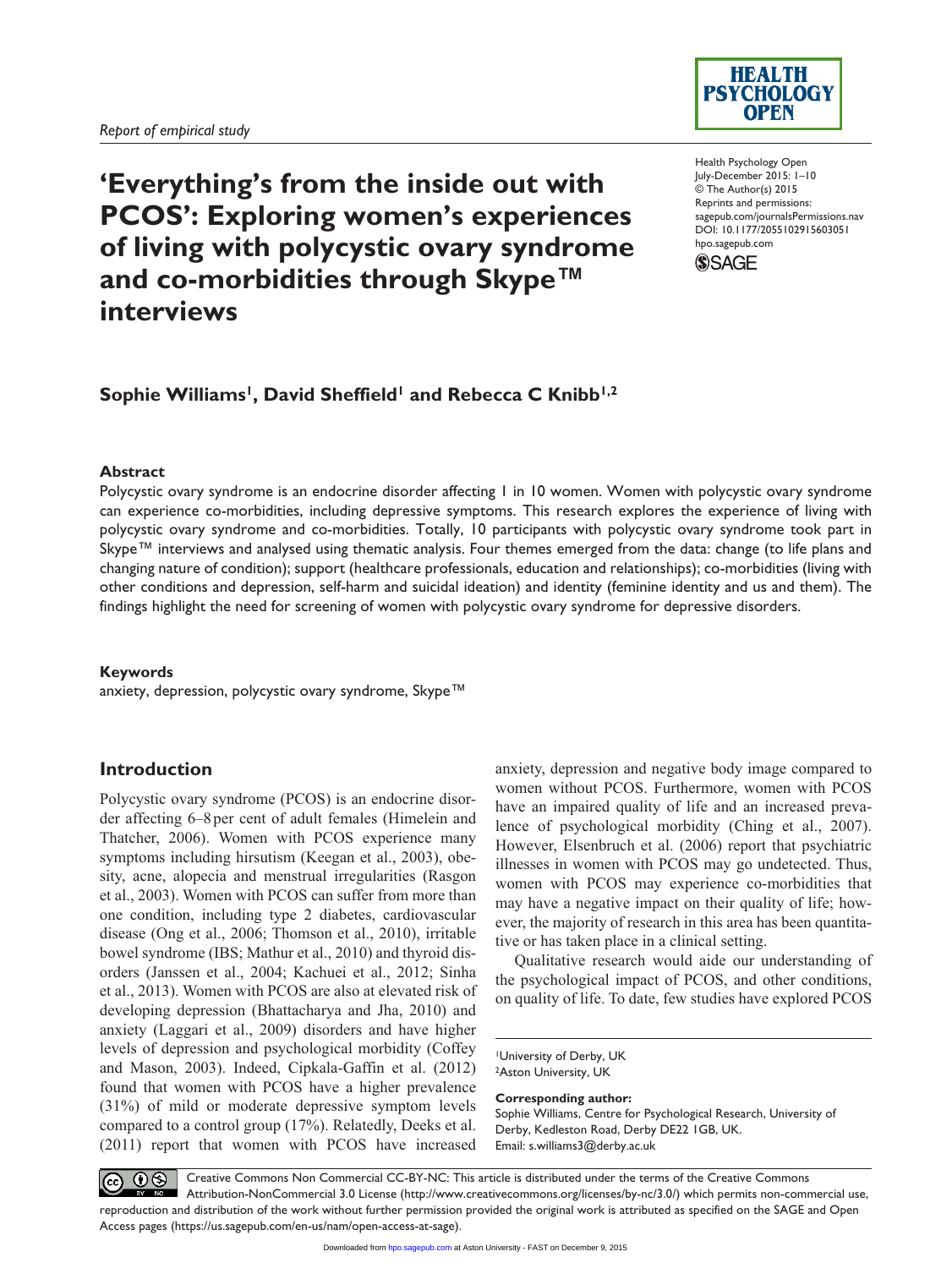*Report of empirical study*

# 'Everything's from the inside out with PCOS': Exploring women's experiences of living with polycystic ovary syndrome and co-morbidities through Skype™ interviews

Health Psychology Open
July-December 2015: 1–10
© The Author(s) 2015
Reprints and permissions: sagepub.com/journalsPermissions.nav
DOI: 10.1177/2055102915603051
hpo.sagepub.com

**Sophie Williams[1], David Sheffield[1] and Rebecca C Knibb[1,2]**

## Abstract

Polycystic ovary syndrome is an endocrine disorder affecting 1 in 10 women. Women with polycystic ovary syndrome can experience co-morbidities, including depressive symptoms. This research explores the experience of living with polycystic ovary syndrome and co-morbidities. Totally, 10 participants with polycystic ovary syndrome took part in Skype™ interviews and analysed using thematic analysis. Four themes emerged from the data: change (to life plans and changing nature of condition); support (healthcare professionals, education and relationships); co-morbidities (living with other conditions and depression, self-harm and suicidal ideation) and identity (feminine identity and us and them). The findings highlight the need for screening of women with polycystic ovary syndrome for depressive disorders.

## Keywords

anxiety, depression, polycystic ovary syndrome, Skype™

## Introduction

Polycystic ovary syndrome (PCOS) is an endocrine disorder affecting 6–8 per cent of adult females (Himelein and Thatcher, 2006). Women with PCOS experience many symptoms including hirsutism (Keegan et al., 2003), obesity, acne, alopecia and menstrual irregularities (Rasgon et al., 2003). Women with PCOS can suffer from more than one condition, including type 2 diabetes, cardiovascular disease (Ong et al., 2006; Thomson et al., 2010), irritable bowel syndrome (IBS; Mathur et al., 2010) and thyroid disorders (Janssen et al., 2004; Kachuei et al., 2012; Sinha et al., 2013). Women with PCOS are also at elevated risk of developing depression (Bhattacharya and Jha, 2010) and anxiety (Laggari et al., 2009) disorders and have higher levels of depression and psychological morbidity (Coffey and Mason, 2003). Indeed, Cipkala-Gaffin et al. (2012) found that women with PCOS have a higher prevalence (31%) of mild or moderate depressive symptom levels compared to a control group (17%). Relatedly, Deeks et al. (2011) report that women with PCOS have increased anxiety, depression and negative body image compared to women without PCOS. Furthermore, women with PCOS have an impaired quality of life and an increased prevalence of psychological morbidity (Ching et al., 2007). However, Elsenbruch et al. (2006) report that psychiatric illnesses in women with PCOS may go undetected. Thus, women with PCOS may experience co-morbidities that may have a negative impact on their quality of life; however, the majority of research in this area has been quantitative or has taken place in a clinical setting.

Qualitative research would aide our understanding of the psychological impact of PCOS, and other conditions, on quality of life. To date, few studies have explored PCOS

[1]University of Derby, UK
[2]Aston University, UK

**Corresponding author:**
Sophie Williams, Centre for Psychological Research, University of Derby, Kedleston Road, Derby DE22 1GB, UK.
Email: s.williams3@derby.ac.uk

Creative Commons Non Commercial CC-BY-NC: This article is distributed under the terms of the Creative Commons Attribution-NonCommercial 3.0 License (http://www.creativecommons.org/licenses/by-nc/3.0/) which permits non-commercial use, reproduction and distribution of the work without further permission provided the original work is attributed as specified on the SAGE and Open Access pages (https://us.sagepub.com/en-us/nam/open-access-at-sage).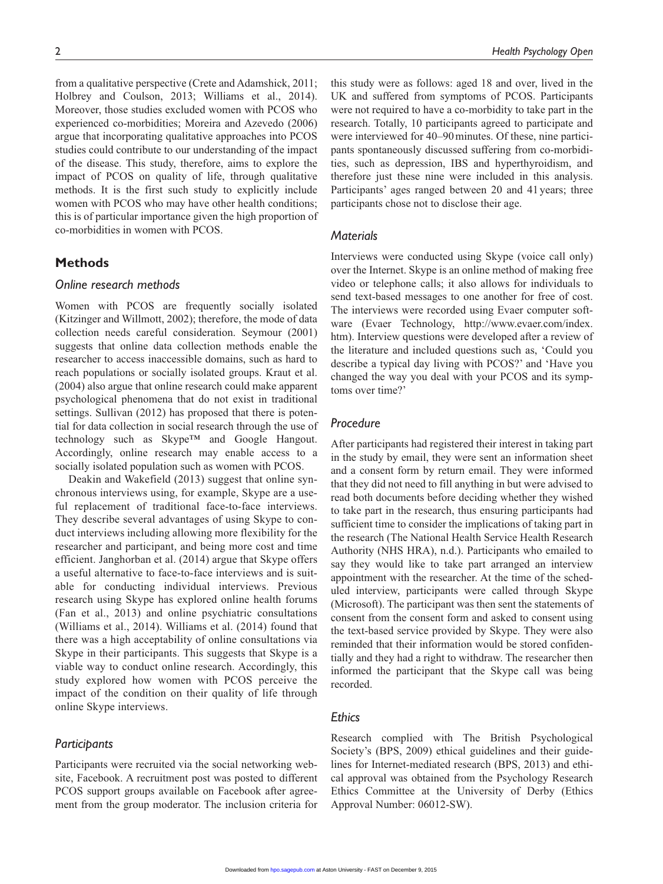from a qualitative perspective (Crete and Adamshick, 2011; Holbrey and Coulson, 2013; Williams et al., 2014). Moreover, those studies excluded women with PCOS who experienced co-morbidities; Moreira and Azevedo (2006) argue that incorporating qualitative approaches into PCOS studies could contribute to our understanding of the impact of the disease. This study, therefore, aims to explore the impact of PCOS on quality of life, through qualitative methods. It is the first such study to explicitly include women with PCOS who may have other health conditions; this is of particular importance given the high proportion of co-morbidities in women with PCOS.

## Methods

### Online research methods

Women with PCOS are frequently socially isolated (Kitzinger and Willmott, 2002); therefore, the mode of data collection needs careful consideration. Seymour (2001) suggests that online data collection methods enable the researcher to access inaccessible domains, such as hard to reach populations or socially isolated groups. Kraut et al. (2004) also argue that online research could make apparent psychological phenomena that do not exist in traditional settings. Sullivan (2012) has proposed that there is potential for data collection in social research through the use of technology such as Skype™ and Google Hangout. Accordingly, online research may enable access to a socially isolated population such as women with PCOS.

Deakin and Wakefield (2013) suggest that online synchronous interviews using, for example, Skype are a useful replacement of traditional face-to-face interviews. They describe several advantages of using Skype to conduct interviews including allowing more flexibility for the researcher and participant, and being more cost and time efficient. Janghorban et al. (2014) argue that Skype offers a useful alternative to face-to-face interviews and is suitable for conducting individual interviews. Previous research using Skype has explored online health forums (Fan et al., 2013) and online psychiatric consultations (Williams et al., 2014). Williams et al. (2014) found that there was a high acceptability of online consultations via Skype in their participants. This suggests that Skype is a viable way to conduct online research. Accordingly, this study explored how women with PCOS perceive the impact of the condition on their quality of life through online Skype interviews.

### Participants

Participants were recruited via the social networking website, Facebook. A recruitment post was posted to different PCOS support groups available on Facebook after agreement from the group moderator. The inclusion criteria for this study were as follows: aged 18 and over, lived in the UK and suffered from symptoms of PCOS. Participants were not required to have a co-morbidity to take part in the research. Totally, 10 participants agreed to participate and were interviewed for 40–90 minutes. Of these, nine participants spontaneously discussed suffering from co-morbidities, such as depression, IBS and hyperthyroidism, and therefore just these nine were included in this analysis. Participants' ages ranged between 20 and 41 years; three participants chose not to disclose their age.

### Materials

Interviews were conducted using Skype (voice call only) over the Internet. Skype is an online method of making free video or telephone calls; it also allows for individuals to send text-based messages to one another for free of cost. The interviews were recorded using Evaer computer software (Evaer Technology, http://www.evaer.com/index.htm). Interview questions were developed after a review of the literature and included questions such as, 'Could you describe a typical day living with PCOS?' and 'Have you changed the way you deal with your PCOS and its symptoms over time?'

### Procedure

After participants had registered their interest in taking part in the study by email, they were sent an information sheet and a consent form by return email. They were informed that they did not need to fill anything in but were advised to read both documents before deciding whether they wished to take part in the research, thus ensuring participants had sufficient time to consider the implications of taking part in the research (The National Health Service Health Research Authority (NHS HRA), n.d.). Participants who emailed to say they would like to take part arranged an interview appointment with the researcher. At the time of the scheduled interview, participants were called through Skype (Microsoft). The participant was then sent the statements of consent from the consent form and asked to consent using the text-based service provided by Skype. They were also reminded that their information would be stored confidentially and they had a right to withdraw. The researcher then informed the participant that the Skype call was being recorded.

### Ethics

Research complied with The British Psychological Society's (BPS, 2009) ethical guidelines and their guidelines for Internet-mediated research (BPS, 2013) and ethical approval was obtained from the Psychology Research Ethics Committee at the University of Derby (Ethics Approval Number: 06012-SW).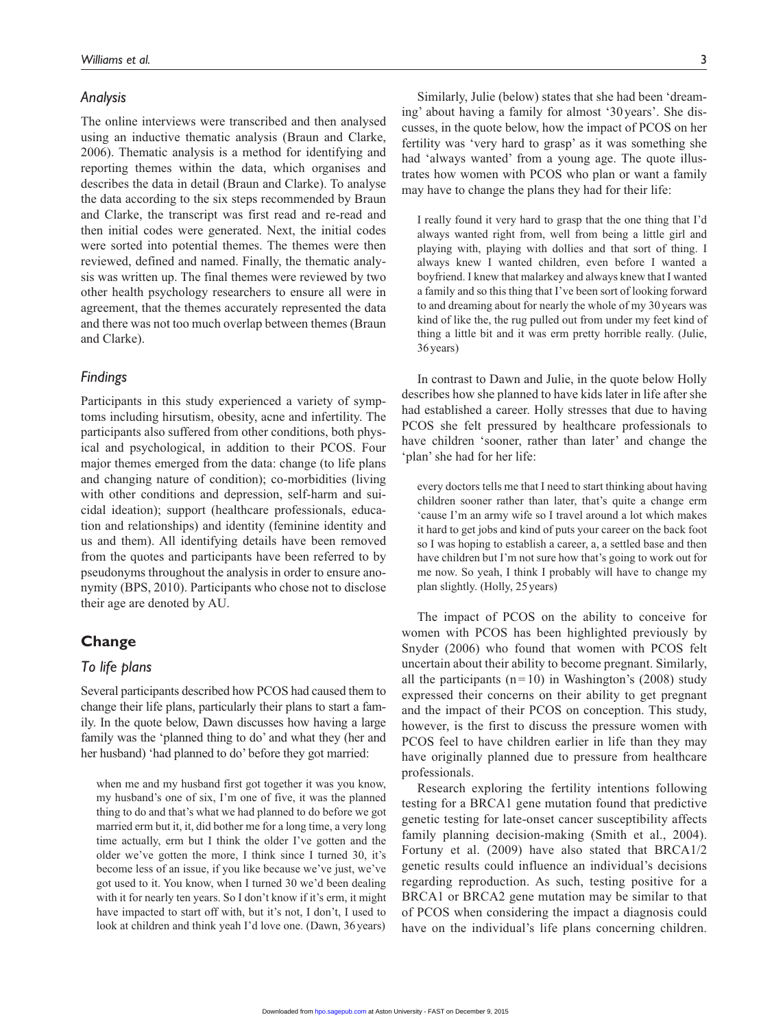### *Analysis*

The online interviews were transcribed and then analysed using an inductive thematic analysis (Braun and Clarke, 2006). Thematic analysis is a method for identifying and reporting themes within the data, which organises and describes the data in detail (Braun and Clarke). To analyse the data according to the six steps recommended by Braun and Clarke, the transcript was first read and re-read and then initial codes were generated. Next, the initial codes were sorted into potential themes. The themes were then reviewed, defined and named. Finally, the thematic analysis was written up. The final themes were reviewed by two other health psychology researchers to ensure all were in agreement, that the themes accurately represented the data and there was not too much overlap between themes (Braun and Clarke).

### *Findings*

Participants in this study experienced a variety of symptoms including hirsutism, obesity, acne and infertility. The participants also suffered from other conditions, both physical and psychological, in addition to their PCOS. Four major themes emerged from the data: change (to life plans and changing nature of condition); co-morbidities (living with other conditions and depression, self-harm and suicidal ideation); support (healthcare professionals, education and relationships) and identity (feminine identity and us and them). All identifying details have been removed from the quotes and participants have been referred to by pseudonyms throughout the analysis in order to ensure anonymity (BPS, 2010). Participants who chose not to disclose their age are denoted by AU.

## Change

### *To life plans*

Several participants described how PCOS had caused them to change their life plans, particularly their plans to start a family. In the quote below, Dawn discusses how having a large family was the 'planned thing to do' and what they (her and her husband) 'had planned to do' before they got married:

> when me and my husband first got together it was you know, my husband's one of six, I'm one of five, it was the planned thing to do and that's what we had planned to do before we got married erm but it, it, did bother me for a long time, a very long time actually, erm but I think the older I've gotten and the older we've gotten the more, I think since I turned 30, it's become less of an issue, if you like because we've just, we've got used to it. You know, when I turned 30 we'd been dealing with it for nearly ten years. So I don't know if it's erm, it might have impacted to start off with, but it's not, I don't, I used to look at children and think yeah I'd love one. (Dawn, 36 years)

Similarly, Julie (below) states that she had been 'dreaming' about having a family for almost '30 years'. She discusses, in the quote below, how the impact of PCOS on her fertility was 'very hard to grasp' as it was something she had 'always wanted' from a young age. The quote illustrates how women with PCOS who plan or want a family may have to change the plans they had for their life:

> I really found it very hard to grasp that the one thing that I'd always wanted right from, well from being a little girl and playing with, playing with dollies and that sort of thing. I always knew I wanted children, even before I wanted a boyfriend. I knew that malarkey and always knew that I wanted a family and so this thing that I've been sort of looking forward to and dreaming about for nearly the whole of my 30 years was kind of like the, the rug pulled out from under my feet kind of thing a little bit and it was erm pretty horrible really. (Julie, 36 years)

In contrast to Dawn and Julie, in the quote below Holly describes how she planned to have kids later in life after she had established a career. Holly stresses that due to having PCOS she felt pressured by healthcare professionals to have children 'sooner, rather than later' and change the 'plan' she had for her life:

> every doctors tells me that I need to start thinking about having children sooner rather than later, that's quite a change erm 'cause I'm an army wife so I travel around a lot which makes it hard to get jobs and kind of puts your career on the back foot so I was hoping to establish a career, a, a settled base and then have children but I'm not sure how that's going to work out for me now. So yeah, I think I probably will have to change my plan slightly. (Holly, 25 years)

The impact of PCOS on the ability to conceive for women with PCOS has been highlighted previously by Snyder (2006) who found that women with PCOS felt uncertain about their ability to become pregnant. Similarly, all the participants (n = 10) in Washington's (2008) study expressed their concerns on their ability to get pregnant and the impact of their PCOS on conception. This study, however, is the first to discuss the pressure women with PCOS feel to have children earlier in life than they may have originally planned due to pressure from healthcare professionals.

Research exploring the fertility intentions following testing for a BRCA1 gene mutation found that predictive genetic testing for late-onset cancer susceptibility affects family planning decision-making (Smith et al., 2004). Fortuny et al. (2009) have also stated that BRCA1/2 genetic results could influence an individual's decisions regarding reproduction. As such, testing positive for a BRCA1 or BRCA2 gene mutation may be similar to that of PCOS when considering the impact a diagnosis could have on the individual's life plans concerning children.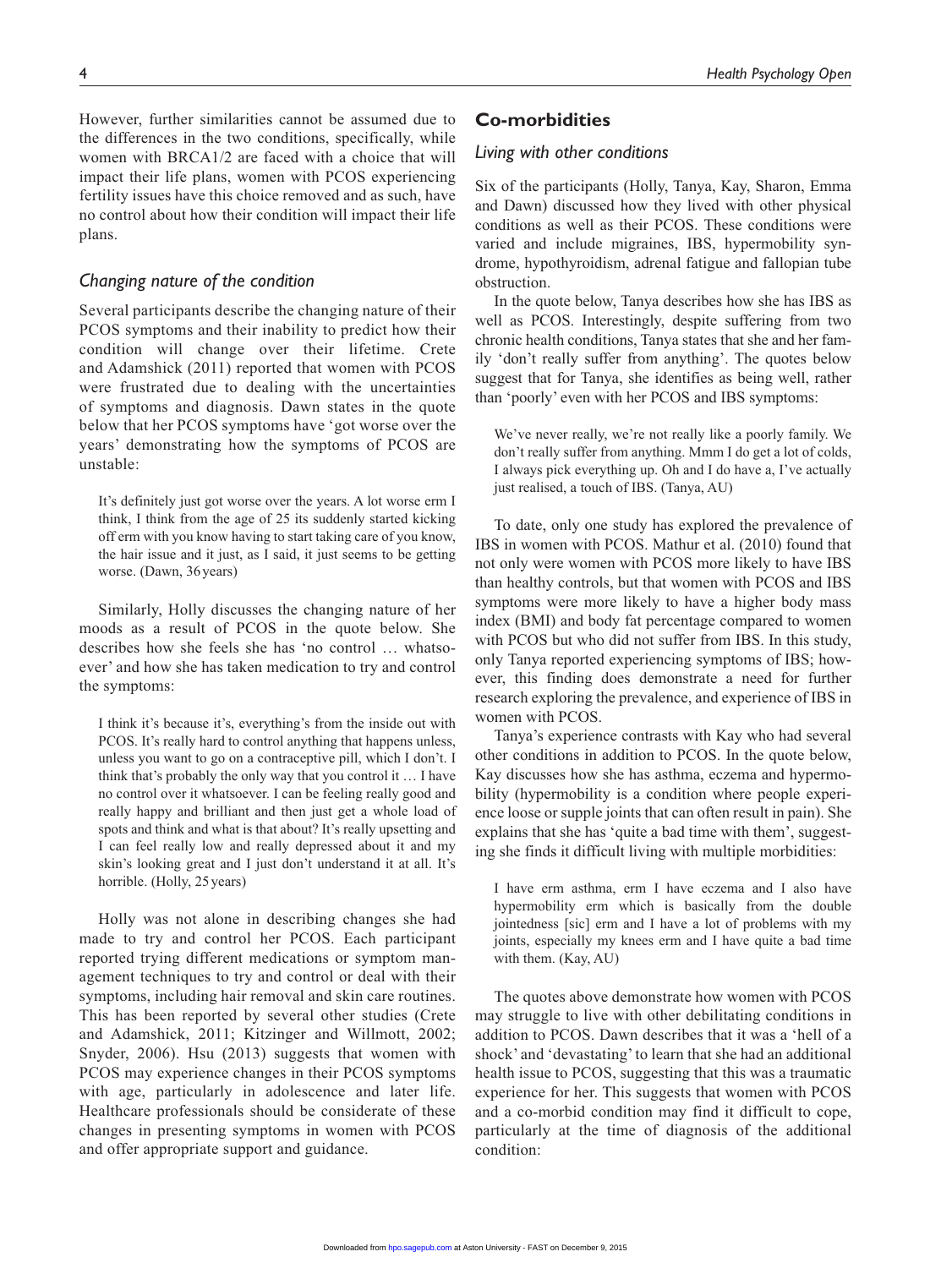However, further similarities cannot be assumed due to the differences in the two conditions, specifically, while women with BRCA1/2 are faced with a choice that will impact their life plans, women with PCOS experiencing fertility issues have this choice removed and as such, have no control about how their condition will impact their life plans.

### *Changing nature of the condition*

Several participants describe the changing nature of their PCOS symptoms and their inability to predict how their condition will change over their lifetime. Crete and Adamshick (2011) reported that women with PCOS were frustrated due to dealing with the uncertainties of symptoms and diagnosis. Dawn states in the quote below that her PCOS symptoms have 'got worse over the years' demonstrating how the symptoms of PCOS are unstable:

> It's definitely just got worse over the years. A lot worse erm I think, I think from the age of 25 its suddenly started kicking off erm with you know having to start taking care of you know, the hair issue and it just, as I said, it just seems to be getting worse. (Dawn, 36 years)

Similarly, Holly discusses the changing nature of her moods as a result of PCOS in the quote below. She describes how she feels she has 'no control … whatsoever' and how she has taken medication to try and control the symptoms:

> I think it's because it's, everything's from the inside out with PCOS. It's really hard to control anything that happens unless, unless you want to go on a contraceptive pill, which I don't. I think that's probably the only way that you control it … I have no control over it whatsoever. I can be feeling really good and really happy and brilliant and then just get a whole load of spots and think and what is that about? It's really upsetting and I can feel really low and really depressed about it and my skin's looking great and I just don't understand it at all. It's horrible. (Holly, 25 years)

Holly was not alone in describing changes she had made to try and control her PCOS. Each participant reported trying different medications or symptom management techniques to try and control or deal with their symptoms, including hair removal and skin care routines. This has been reported by several other studies (Crete and Adamshick, 2011; Kitzinger and Willmott, 2002; Snyder, 2006). Hsu (2013) suggests that women with PCOS may experience changes in their PCOS symptoms with age, particularly in adolescence and later life. Healthcare professionals should be considerate of these changes in presenting symptoms in women with PCOS and offer appropriate support and guidance.

## Co-morbidities

### *Living with other conditions*

Six of the participants (Holly, Tanya, Kay, Sharon, Emma and Dawn) discussed how they lived with other physical conditions as well as their PCOS. These conditions were varied and include migraines, IBS, hypermobility syndrome, hypothyroidism, adrenal fatigue and fallopian tube obstruction.

In the quote below, Tanya describes how she has IBS as well as PCOS. Interestingly, despite suffering from two chronic health conditions, Tanya states that she and her family 'don't really suffer from anything'. The quotes below suggest that for Tanya, she identifies as being well, rather than 'poorly' even with her PCOS and IBS symptoms:

> We've never really, we're not really like a poorly family. We don't really suffer from anything. Mmm I do get a lot of colds, I always pick everything up. Oh and I do have a, I've actually just realised, a touch of IBS. (Tanya, AU)

To date, only one study has explored the prevalence of IBS in women with PCOS. Mathur et al. (2010) found that not only were women with PCOS more likely to have IBS than healthy controls, but that women with PCOS and IBS symptoms were more likely to have a higher body mass index (BMI) and body fat percentage compared to women with PCOS but who did not suffer from IBS. In this study, only Tanya reported experiencing symptoms of IBS; however, this finding does demonstrate a need for further research exploring the prevalence, and experience of IBS in women with PCOS.

Tanya's experience contrasts with Kay who had several other conditions in addition to PCOS. In the quote below, Kay discusses how she has asthma, eczema and hypermobility (hypermobility is a condition where people experience loose or supple joints that can often result in pain). She explains that she has 'quite a bad time with them', suggesting she finds it difficult living with multiple morbidities:

> I have erm asthma, erm I have eczema and I also have hypermobility erm which is basically from the double jointedness [sic] erm and I have a lot of problems with my joints, especially my knees erm and I have quite a bad time with them. (Kay, AU)

The quotes above demonstrate how women with PCOS may struggle to live with other debilitating conditions in addition to PCOS. Dawn describes that it was a 'hell of a shock' and 'devastating' to learn that she had an additional health issue to PCOS, suggesting that this was a traumatic experience for her. This suggests that women with PCOS and a co-morbid condition may find it difficult to cope, particularly at the time of diagnosis of the additional condition: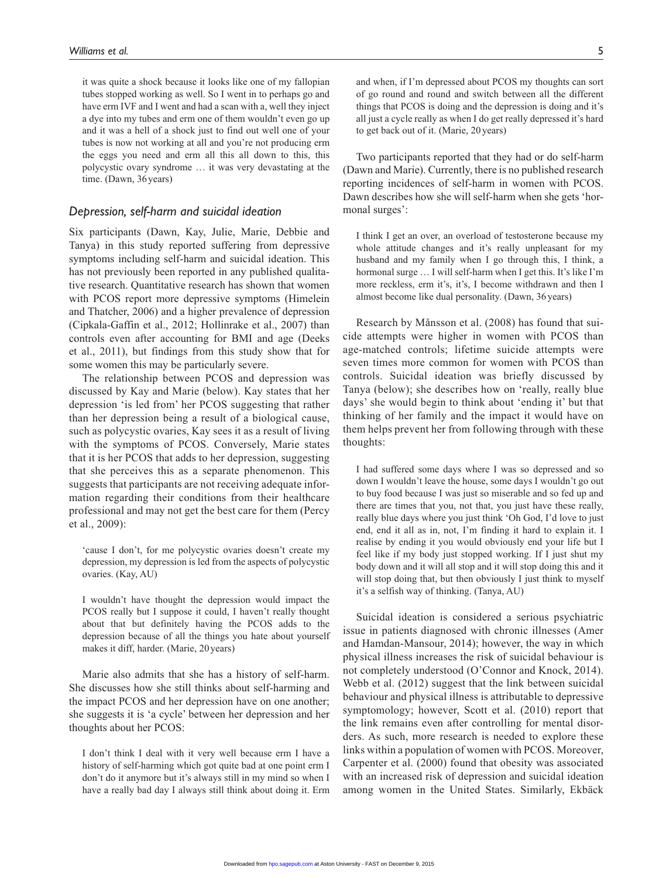it was quite a shock because it looks like one of my fallopian tubes stopped working as well. So I went in to perhaps go and have erm IVF and I went and had a scan with a, well they inject a dye into my tubes and erm one of them wouldn't even go up and it was a hell of a shock just to find out well one of your tubes is now not working at all and you're not producing erm the eggs you need and erm all this all down to this, this polycystic ovary syndrome … it was very devastating at the time. (Dawn, 36 years)

### *Depression, self-harm and suicidal ideation*

Six participants (Dawn, Kay, Julie, Marie, Debbie and Tanya) in this study reported suffering from depressive symptoms including self-harm and suicidal ideation. This has not previously been reported in any published qualitative research. Quantitative research has shown that women with PCOS report more depressive symptoms (Himelein and Thatcher, 2006) and a higher prevalence of depression (Cipkala-Gaffin et al., 2012; Hollinrake et al., 2007) than controls even after accounting for BMI and age (Deeks et al., 2011), but findings from this study show that for some women this may be particularly severe.

The relationship between PCOS and depression was discussed by Kay and Marie (below). Kay states that her depression 'is led from' her PCOS suggesting that rather than her depression being a result of a biological cause, such as polycystic ovaries, Kay sees it as a result of living with the symptoms of PCOS. Conversely, Marie states that it is her PCOS that adds to her depression, suggesting that she perceives this as a separate phenomenon. This suggests that participants are not receiving adequate information regarding their conditions from their healthcare professional and may not get the best care for them (Percy et al., 2009):

'cause I don't, for me polycystic ovaries doesn't create my depression, my depression is led from the aspects of polycystic ovaries. (Kay, AU)

I wouldn't have thought the depression would impact the PCOS really but I suppose it could, I haven't really thought about that but definitely having the PCOS adds to the depression because of all the things you hate about yourself makes it diff, harder. (Marie, 20 years)

Marie also admits that she has a history of self-harm. She discusses how she still thinks about self-harming and the impact PCOS and her depression have on one another; she suggests it is 'a cycle' between her depression and her thoughts about her PCOS:

I don't think I deal with it very well because erm I have a history of self-harming which got quite bad at one point erm I don't do it anymore but it's always still in my mind so when I have a really bad day I always still think about doing it. Erm and when, if I'm depressed about PCOS my thoughts can sort of go round and round and switch between all the different things that PCOS is doing and the depression is doing and it's all just a cycle really as when I do get really depressed it's hard to get back out of it. (Marie, 20 years)

Two participants reported that they had or do self-harm (Dawn and Marie). Currently, there is no published research reporting incidences of self-harm in women with PCOS. Dawn describes how she will self-harm when she gets 'hormonal surges':

I think I get an over, an overload of testosterone because my whole attitude changes and it's really unpleasant for my husband and my family when I go through this, I think, a hormonal surge … I will self-harm when I get this. It's like I'm more reckless, erm it's, it's, I become withdrawn and then I almost become like dual personality. (Dawn, 36 years)

Research by Månsson et al. (2008) has found that suicide attempts were higher in women with PCOS than age-matched controls; lifetime suicide attempts were seven times more common for women with PCOS than controls. Suicidal ideation was briefly discussed by Tanya (below); she describes how on 'really, really blue days' she would begin to think about 'ending it' but that thinking of her family and the impact it would have on them helps prevent her from following through with these thoughts:

I had suffered some days where I was so depressed and so down I wouldn't leave the house, some days I wouldn't go out to buy food because I was just so miserable and so fed up and there are times that you, not that, you just have these really, really blue days where you just think 'Oh God, I'd love to just end, end it all as in, not, I'm finding it hard to explain it. I realise by ending it you would obviously end your life but I feel like if my body just stopped working. If I just shut my body down and it will all stop and it will stop doing this and it will stop doing that, but then obviously I just think to myself it's a selfish way of thinking. (Tanya, AU)

Suicidal ideation is considered a serious psychiatric issue in patients diagnosed with chronic illnesses (Amer and Hamdan-Mansour, 2014); however, the way in which physical illness increases the risk of suicidal behaviour is not completely understood (O'Connor and Knock, 2014). Webb et al. (2012) suggest that the link between suicidal behaviour and physical illness is attributable to depressive symptomology; however, Scott et al. (2010) report that the link remains even after controlling for mental disorders. As such, more research is needed to explore these links within a population of women with PCOS. Moreover, Carpenter et al. (2000) found that obesity was associated with an increased risk of depression and suicidal ideation among women in the United States. Similarly, Ekbäck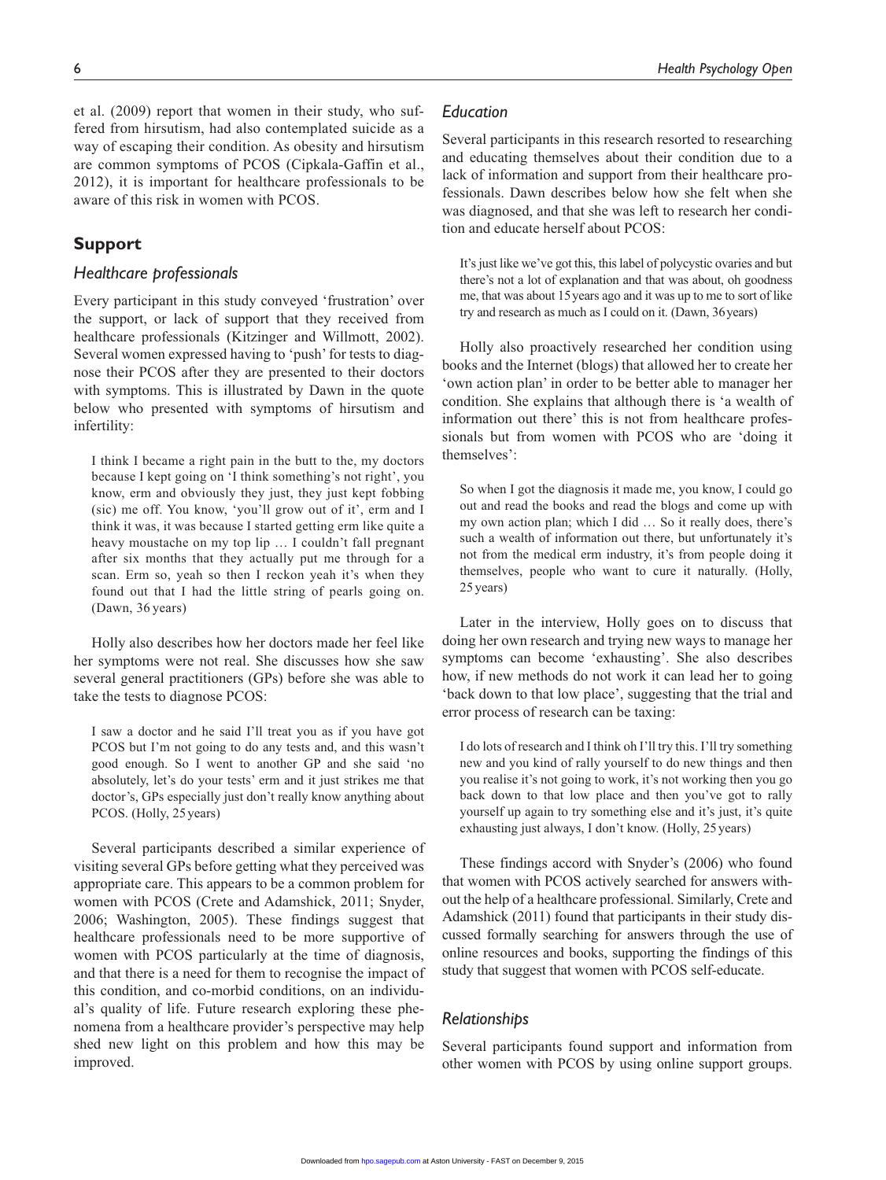et al. (2009) report that women in their study, who suffered from hirsutism, had also contemplated suicide as a way of escaping their condition. As obesity and hirsutism are common symptoms of PCOS (Cipkala-Gaffin et al., 2012), it is important for healthcare professionals to be aware of this risk in women with PCOS.

## Support

### *Healthcare professionals*

Every participant in this study conveyed 'frustration' over the support, or lack of support that they received from healthcare professionals (Kitzinger and Willmott, 2002). Several women expressed having to 'push' for tests to diagnose their PCOS after they are presented to their doctors with symptoms. This is illustrated by Dawn in the quote below who presented with symptoms of hirsutism and infertility:

> I think I became a right pain in the butt to the, my doctors because I kept going on 'I think something's not right', you know, erm and obviously they just, they just kept fobbing (sic) me off. You know, 'you'll grow out of it', erm and I think it was, it was because I started getting erm like quite a heavy moustache on my top lip … I couldn't fall pregnant after six months that they actually put me through for a scan. Erm so, yeah so then I reckon yeah it's when they found out that I had the little string of pearls going on. (Dawn, 36 years)

Holly also describes how her doctors made her feel like her symptoms were not real. She discusses how she saw several general practitioners (GPs) before she was able to take the tests to diagnose PCOS:

> I saw a doctor and he said I'll treat you as if you have got PCOS but I'm not going to do any tests and, and this wasn't good enough. So I went to another GP and she said 'no absolutely, let's do your tests' erm and it just strikes me that doctor's, GPs especially just don't really know anything about PCOS. (Holly, 25 years)

Several participants described a similar experience of visiting several GPs before getting what they perceived was appropriate care. This appears to be a common problem for women with PCOS (Crete and Adamshick, 2011; Snyder, 2006; Washington, 2005). These findings suggest that healthcare professionals need to be more supportive of women with PCOS particularly at the time of diagnosis, and that there is a need for them to recognise the impact of this condition, and co-morbid conditions, on an individual's quality of life. Future research exploring these phenomena from a healthcare provider's perspective may help shed new light on this problem and how this may be improved.

### *Education*

Several participants in this research resorted to researching and educating themselves about their condition due to a lack of information and support from their healthcare professionals. Dawn describes below how she felt when she was diagnosed, and that she was left to research her condition and educate herself about PCOS:

> It's just like we've got this, this label of polycystic ovaries and but there's not a lot of explanation and that was about, oh goodness me, that was about 15 years ago and it was up to me to sort of like try and research as much as I could on it. (Dawn, 36 years)

Holly also proactively researched her condition using books and the Internet (blogs) that allowed her to create her 'own action plan' in order to be better able to manager her condition. She explains that although there is 'a wealth of information out there' this is not from healthcare professionals but from women with PCOS who are 'doing it themselves':

> So when I got the diagnosis it made me, you know, I could go out and read the books and read the blogs and come up with my own action plan; which I did … So it really does, there's such a wealth of information out there, but unfortunately it's not from the medical erm industry, it's from people doing it themselves, people who want to cure it naturally. (Holly, 25 years)

Later in the interview, Holly goes on to discuss that doing her own research and trying new ways to manage her symptoms can become 'exhausting'. She also describes how, if new methods do not work it can lead her to going 'back down to that low place', suggesting that the trial and error process of research can be taxing:

> I do lots of research and I think oh I'll try this. I'll try something new and you kind of rally yourself to do new things and then you realise it's not going to work, it's not working then you go back down to that low place and then you've got to rally yourself up again to try something else and it's just, it's quite exhausting just always, I don't know. (Holly, 25 years)

These findings accord with Snyder's (2006) who found that women with PCOS actively searched for answers without the help of a healthcare professional. Similarly, Crete and Adamshick (2011) found that participants in their study discussed formally searching for answers through the use of online resources and books, supporting the findings of this study that suggest that women with PCOS self-educate.

### *Relationships*

Several participants found support and information from other women with PCOS by using online support groups.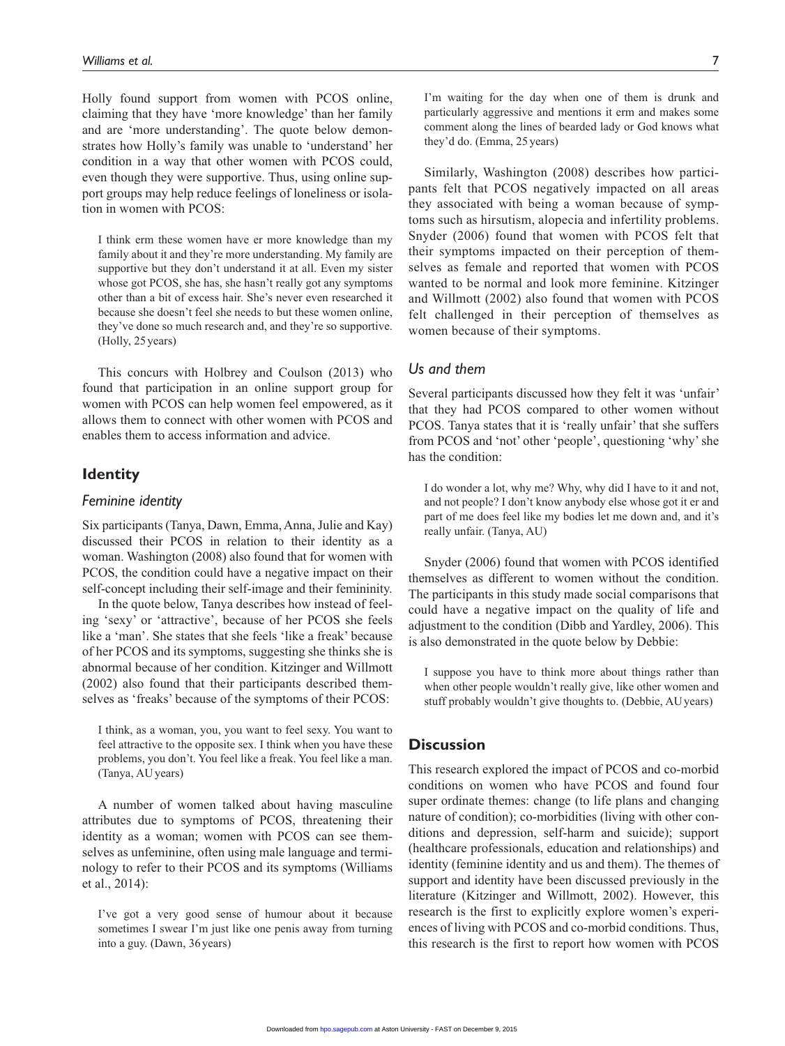Holly found support from women with PCOS online, claiming that they have 'more knowledge' than her family and are 'more understanding'. The quote below demonstrates how Holly's family was unable to 'understand' her condition in a way that other women with PCOS could, even though they were supportive. Thus, using online support groups may help reduce feelings of loneliness or isolation in women with PCOS:

> I think erm these women have er more knowledge than my family about it and they're more understanding. My family are supportive but they don't understand it at all. Even my sister whose got PCOS, she has, she hasn't really got any symptoms other than a bit of excess hair. She's never even researched it because she doesn't feel she needs to but these women online, they've done so much research and, and they're so supportive. (Holly, 25 years)

This concurs with Holbrey and Coulson (2013) who found that participation in an online support group for women with PCOS can help women feel empowered, as it allows them to connect with other women with PCOS and enables them to access information and advice.

## Identity

### *Feminine identity*

Six participants (Tanya, Dawn, Emma, Anna, Julie and Kay) discussed their PCOS in relation to their identity as a woman. Washington (2008) also found that for women with PCOS, the condition could have a negative impact on their self-concept including their self-image and their femininity.

In the quote below, Tanya describes how instead of feeling 'sexy' or 'attractive', because of her PCOS she feels like a 'man'. She states that she feels 'like a freak' because of her PCOS and its symptoms, suggesting she thinks she is abnormal because of her condition. Kitzinger and Willmott (2002) also found that their participants described themselves as 'freaks' because of the symptoms of their PCOS:

> I think, as a woman, you, you want to feel sexy. You want to feel attractive to the opposite sex. I think when you have these problems, you don't. You feel like a freak. You feel like a man. (Tanya, AU years)

A number of women talked about having masculine attributes due to symptoms of PCOS, threatening their identity as a woman; women with PCOS can see themselves as unfeminine, often using male language and terminology to refer to their PCOS and its symptoms (Williams et al., 2014):

> I've got a very good sense of humour about it because sometimes I swear I'm just like one penis away from turning into a guy. (Dawn, 36 years)

> I'm waiting for the day when one of them is drunk and particularly aggressive and mentions it erm and makes some comment along the lines of bearded lady or God knows what they'd do. (Emma, 25 years)

Similarly, Washington (2008) describes how participants felt that PCOS negatively impacted on all areas they associated with being a woman because of symptoms such as hirsutism, alopecia and infertility problems. Snyder (2006) found that women with PCOS felt that their symptoms impacted on their perception of themselves as female and reported that women with PCOS wanted to be normal and look more feminine. Kitzinger and Willmott (2002) also found that women with PCOS felt challenged in their perception of themselves as women because of their symptoms.

### *Us and them*

Several participants discussed how they felt it was 'unfair' that they had PCOS compared to other women without PCOS. Tanya states that it is 'really unfair' that she suffers from PCOS and 'not' other 'people', questioning 'why' she has the condition:

> I do wonder a lot, why me? Why, why did I have to it and not, and not people? I don't know anybody else whose got it er and part of me does feel like my bodies let me down and, and it's really unfair. (Tanya, AU)

Snyder (2006) found that women with PCOS identified themselves as different to women without the condition. The participants in this study made social comparisons that could have a negative impact on the quality of life and adjustment to the condition (Dibb and Yardley, 2006). This is also demonstrated in the quote below by Debbie:

> I suppose you have to think more about things rather than when other people wouldn't really give, like other women and stuff probably wouldn't give thoughts to. (Debbie, AU years)

## Discussion

This research explored the impact of PCOS and co-morbid conditions on women who have PCOS and found four super ordinate themes: change (to life plans and changing nature of condition); co-morbidities (living with other conditions and depression, self-harm and suicide); support (healthcare professionals, education and relationships) and identity (feminine identity and us and them). The themes of support and identity have been discussed previously in the literature (Kitzinger and Willmott, 2002). However, this research is the first to explicitly explore women's experiences of living with PCOS and co-morbid conditions. Thus, this research is the first to report how women with PCOS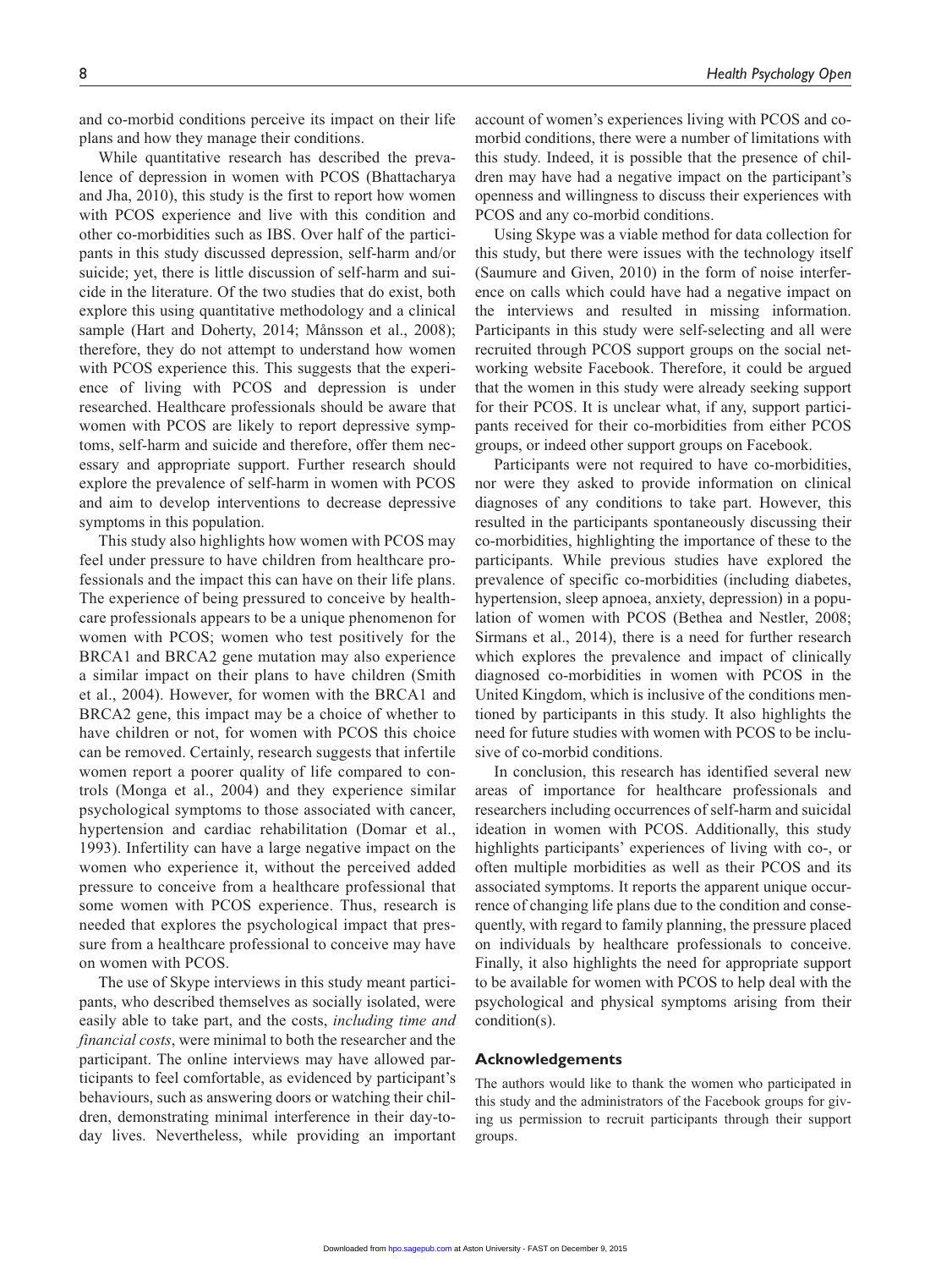and co-morbid conditions perceive its impact on their life plans and how they manage their conditions.

While quantitative research has described the prevalence of depression in women with PCOS (Bhattacharya and Jha, 2010), this study is the first to report how women with PCOS experience and live with this condition and other co-morbidities such as IBS. Over half of the participants in this study discussed depression, self-harm and/or suicide; yet, there is little discussion of self-harm and suicide in the literature. Of the two studies that do exist, both explore this using quantitative methodology and a clinical sample (Hart and Doherty, 2014; Månsson et al., 2008); therefore, they do not attempt to understand how women with PCOS experience this. This suggests that the experience of living with PCOS and depression is under researched. Healthcare professionals should be aware that women with PCOS are likely to report depressive symptoms, self-harm and suicide and therefore, offer them necessary and appropriate support. Further research should explore the prevalence of self-harm in women with PCOS and aim to develop interventions to decrease depressive symptoms in this population.

This study also highlights how women with PCOS may feel under pressure to have children from healthcare professionals and the impact this can have on their life plans. The experience of being pressured to conceive by healthcare professionals appears to be a unique phenomenon for women with PCOS; women who test positively for the BRCA1 and BRCA2 gene mutation may also experience a similar impact on their plans to have children (Smith et al., 2004). However, for women with the BRCA1 and BRCA2 gene, this impact may be a choice of whether to have children or not, for women with PCOS this choice can be removed. Certainly, research suggests that infertile women report a poorer quality of life compared to controls (Monga et al., 2004) and they experience similar psychological symptoms to those associated with cancer, hypertension and cardiac rehabilitation (Domar et al., 1993). Infertility can have a large negative impact on the women who experience it, without the perceived added pressure to conceive from a healthcare professional that some women with PCOS experience. Thus, research is needed that explores the psychological impact that pressure from a healthcare professional to conceive may have on women with PCOS.

The use of Skype interviews in this study meant participants, who described themselves as socially isolated, were easily able to take part, and the costs, *including time and financial costs*, were minimal to both the researcher and the participant. The online interviews may have allowed participants to feel comfortable, as evidenced by participant's behaviours, such as answering doors or watching their children, demonstrating minimal interference in their day-to-day lives. Nevertheless, while providing an important account of women's experiences living with PCOS and co-morbid conditions, there were a number of limitations with this study. Indeed, it is possible that the presence of children may have had a negative impact on the participant's openness and willingness to discuss their experiences with PCOS and any co-morbid conditions.

Using Skype was a viable method for data collection for this study, but there were issues with the technology itself (Saumure and Given, 2010) in the form of noise interference on calls which could have had a negative impact on the interviews and resulted in missing information. Participants in this study were self-selecting and all were recruited through PCOS support groups on the social networking website Facebook. Therefore, it could be argued that the women in this study were already seeking support for their PCOS. It is unclear what, if any, support participants received for their co-morbidities from either PCOS groups, or indeed other support groups on Facebook.

Participants were not required to have co-morbidities, nor were they asked to provide information on clinical diagnoses of any conditions to take part. However, this resulted in the participants spontaneously discussing their co-morbidities, highlighting the importance of these to the participants. While previous studies have explored the prevalence of specific co-morbidities (including diabetes, hypertension, sleep apnoea, anxiety, depression) in a population of women with PCOS (Bethea and Nestler, 2008; Sirmans et al., 2014), there is a need for further research which explores the prevalence and impact of clinically diagnosed co-morbidities in women with PCOS in the United Kingdom, which is inclusive of the conditions mentioned by participants in this study. It also highlights the need for future studies with women with PCOS to be inclusive of co-morbid conditions.

In conclusion, this research has identified several new areas of importance for healthcare professionals and researchers including occurrences of self-harm and suicidal ideation in women with PCOS. Additionally, this study highlights participants' experiences of living with co-, or often multiple morbidities as well as their PCOS and its associated symptoms. It reports the apparent unique occurrence of changing life plans due to the condition and consequently, with regard to family planning, the pressure placed on individuals by healthcare professionals to conceive. Finally, it also highlights the need for appropriate support to be available for women with PCOS to help deal with the psychological and physical symptoms arising from their condition(s).

## Acknowledgements

The authors would like to thank the women who participated in this study and the administrators of the Facebook groups for giving us permission to recruit participants through their support groups.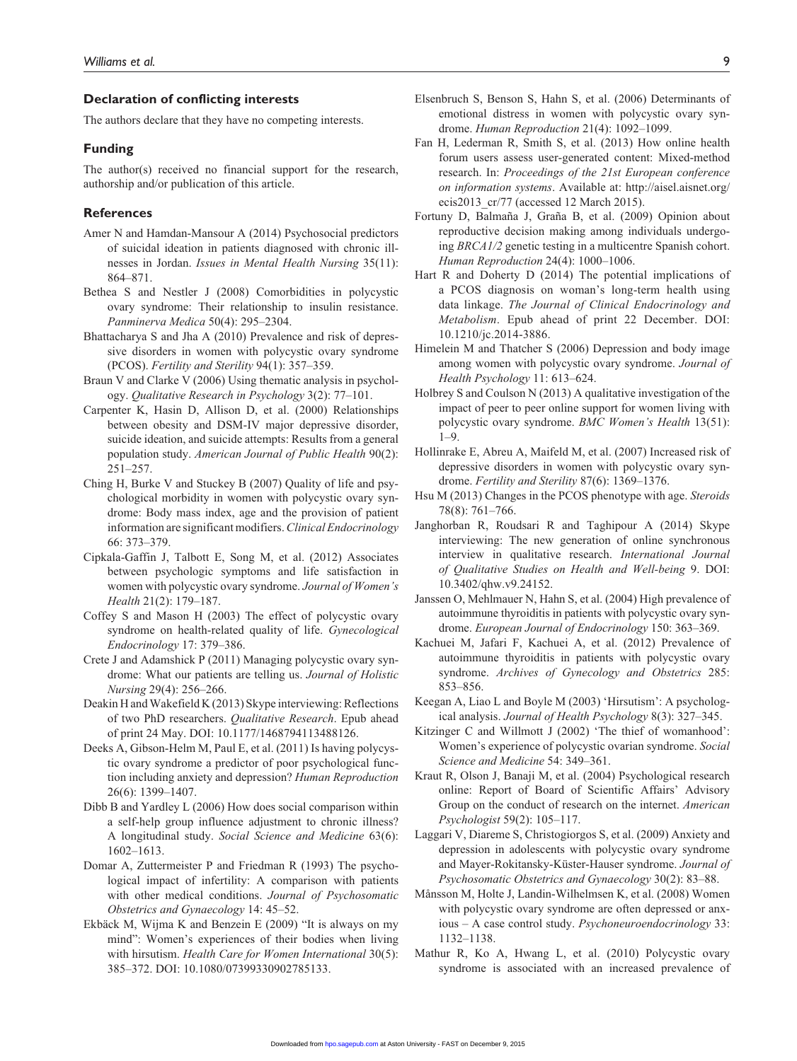## Declaration of conflicting interests

The authors declare that they have no competing interests.

## Funding

The author(s) received no financial support for the research, authorship and/or publication of this article.

## References

Amer N and Hamdan-Mansour A (2014) Psychosocial predictors of suicidal ideation in patients diagnosed with chronic illnesses in Jordan. *Issues in Mental Health Nursing* 35(11): 864–871.

Bethea S and Nestler J (2008) Comorbidities in polycystic ovary syndrome: Their relationship to insulin resistance. *Panminerva Medica* 50(4): 295–2304.

Bhattacharya S and Jha A (2010) Prevalence and risk of depressive disorders in women with polycystic ovary syndrome (PCOS). *Fertility and Sterility* 94(1): 357–359.

Braun V and Clarke V (2006) Using thematic analysis in psychology. *Qualitative Research in Psychology* 3(2): 77–101.

Carpenter K, Hasin D, Allison D, et al. (2000) Relationships between obesity and DSM-IV major depressive disorder, suicide ideation, and suicide attempts: Results from a general population study. *American Journal of Public Health* 90(2): 251–257.

Ching H, Burke V and Stuckey B (2007) Quality of life and psychological morbidity in women with polycystic ovary syndrome: Body mass index, age and the provision of patient information are significant modifiers. *Clinical Endocrinology* 66: 373–379.

Cipkala-Gaffin J, Talbott E, Song M, et al. (2012) Associates between psychologic symptoms and life satisfaction in women with polycystic ovary syndrome. *Journal of Women's Health* 21(2): 179–187.

Coffey S and Mason H (2003) The effect of polycystic ovary syndrome on health-related quality of life. *Gynecological Endocrinology* 17: 379–386.

Crete J and Adamshick P (2011) Managing polycystic ovary syndrome: What our patients are telling us. *Journal of Holistic Nursing* 29(4): 256–266.

Deakin H and Wakefield K (2013) Skype interviewing: Reflections of two PhD researchers. *Qualitative Research*. Epub ahead of print 24 May. DOI: 10.1177/1468794113488126.

Deeks A, Gibson-Helm M, Paul E, et al. (2011) Is having polycystic ovary syndrome a predictor of poor psychological function including anxiety and depression? *Human Reproduction* 26(6): 1399–1407.

Dibb B and Yardley L (2006) How does social comparison within a self-help group influence adjustment to chronic illness? A longitudinal study. *Social Science and Medicine* 63(6): 1602–1613.

Domar A, Zuttermeister P and Friedman R (1993) The psychological impact of infertility: A comparison with patients with other medical conditions. *Journal of Psychosomatic Obstetrics and Gynaecology* 14: 45–52.

Ekbäck M, Wijma K and Benzein E (2009) "It is always on my mind": Women's experiences of their bodies when living with hirsutism. *Health Care for Women International* 30(5): 385–372. DOI: 10.1080/07399330902785133.

Elsenbruch S, Benson S, Hahn S, et al. (2006) Determinants of emotional distress in women with polycystic ovary syndrome. *Human Reproduction* 21(4): 1092–1099.

Fan H, Lederman R, Smith S, et al. (2013) How online health forum users assess user-generated content: Mixed-method research. In: *Proceedings of the 21st European conference on information systems*. Available at: http://aisel.aisnet.org/ecis2013_cr/77 (accessed 12 March 2015).

Fortuny D, Balmaña J, Graña B, et al. (2009) Opinion about reproductive decision making among individuals undergoing *BRCA1/2* genetic testing in a multicentre Spanish cohort. *Human Reproduction* 24(4): 1000–1006.

Hart R and Doherty D (2014) The potential implications of a PCOS diagnosis on woman's long-term health using data linkage. *The Journal of Clinical Endocrinology and Metabolism*. Epub ahead of print 22 December. DOI: 10.1210/jc.2014-3886.

Himelein M and Thatcher S (2006) Depression and body image among women with polycystic ovary syndrome. *Journal of Health Psychology* 11: 613–624.

Holbrey S and Coulson N (2013) A qualitative investigation of the impact of peer to peer online support for women living with polycystic ovary syndrome. *BMC Women's Health* 13(51): 1–9.

Hollinrake E, Abreu A, Maifeld M, et al. (2007) Increased risk of depressive disorders in women with polycystic ovary syndrome. *Fertility and Sterility* 87(6): 1369–1376.

Hsu M (2013) Changes in the PCOS phenotype with age. *Steroids* 78(8): 761–766.

Janghorban R, Roudsari R and Taghipour A (2014) Skype interviewing: The new generation of online synchronous interview in qualitative research. *International Journal of Qualitative Studies on Health and Well-being* 9. DOI: 10.3402/qhw.v9.24152.

Janssen O, Mehlmauer N, Hahn S, et al. (2004) High prevalence of autoimmune thyroiditis in patients with polycystic ovary syndrome. *European Journal of Endocrinology* 150: 363–369.

Kachuei M, Jafari F, Kachuei A, et al. (2012) Prevalence of autoimmune thyroiditis in patients with polycystic ovary syndrome. *Archives of Gynecology and Obstetrics* 285: 853–856.

Keegan A, Liao L and Boyle M (2003) 'Hirsutism': A psychological analysis. *Journal of Health Psychology* 8(3): 327–345.

Kitzinger C and Willmott J (2002) 'The thief of womanhood': Women's experience of polycystic ovarian syndrome. *Social Science and Medicine* 54: 349–361.

Kraut R, Olson J, Banaji M, et al. (2004) Psychological research online: Report of Board of Scientific Affairs' Advisory Group on the conduct of research on the internet. *American Psychologist* 59(2): 105–117.

Laggari V, Diareme S, Christogiorgos S, et al. (2009) Anxiety and depression in adolescents with polycystic ovary syndrome and Mayer-Rokitansky-Küster-Hauser syndrome. *Journal of Psychosomatic Obstetrics and Gynaecology* 30(2): 83–88.

Månsson M, Holte J, Landin-Wilhelmsen K, et al. (2008) Women with polycystic ovary syndrome are often depressed or anxious – A case control study. *Psychoneuroendocrinology* 33: 1132–1138.

Mathur R, Ko A, Hwang L, et al. (2010) Polycystic ovary syndrome is associated with an increased prevalence of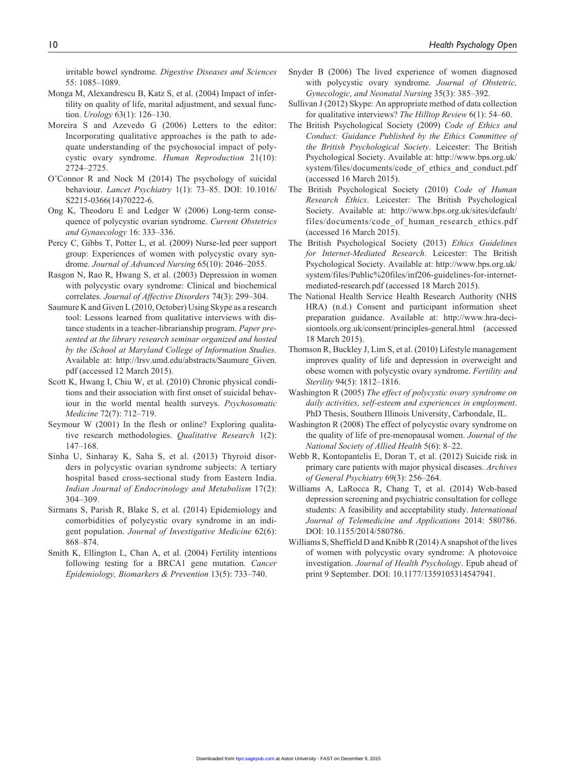irritable bowel syndrome. *Digestive Diseases and Sciences* 55: 1085–1089.

Monga M, Alexandrescu B, Katz S, et al. (2004) Impact of infertility on quality of life, marital adjustment, and sexual function. *Urology* 63(1): 126–130.

Moreira S and Azevedo G (2006) Letters to the editor: Incorporating qualitative approaches is the path to adequate understanding of the psychosocial impact of polycystic ovary syndrome. *Human Reproduction* 21(10): 2724–2725.

O'Connor R and Nock M (2014) The psychology of suicidal behaviour. *Lancet Psychiatry* 1(1): 73–85. DOI: 10.1016/S2215-0366(14)70222-6.

Ong K, Theodoru E and Ledger W (2006) Long-term consequence of polycystic ovarian syndrome. *Current Obstetrics and Gynaecology* 16: 333–336.

Percy C, Gibbs T, Potter L, et al. (2009) Nurse-led peer support group: Experiences of women with polycystic ovary syndrome. *Journal of Advanced Nursing* 65(10): 2046–2055.

Rasgon N, Rao R, Hwang S, et al. (2003) Depression in women with polycystic ovary syndrome: Clinical and biochemical correlates. *Journal of Affective Disorders* 74(3): 299–304.

Saumure K and Given L (2010, October) Using Skype as a research tool: Lessons learned from qualitative interviews with distance students in a teacher-librarianship program. *Paper presented at the library research seminar organized and hosted by the iSchool at Maryland College of Information Studies*. Available at: http://lrsv.umd.edu/abstracts/Saumure_Given.pdf (accessed 12 March 2015).

Scott K, Hwang I, Chiu W, et al. (2010) Chronic physical conditions and their association with first onset of suicidal behaviour in the world mental health surveys. *Psychosomatic Medicine* 72(7): 712–719.

Seymour W (2001) In the flesh or online? Exploring qualitative research methodologies. *Qualitative Research* 1(2): 147–168.

Sinha U, Sinharay K, Saha S, et al. (2013) Thyroid disorders in polycystic ovarian syndrome subjects: A tertiary hospital based cross-sectional study from Eastern India. *Indian Journal of Endocrinology and Metabolism* 17(2): 304–309.

Sirmans S, Parish R, Blake S, et al. (2014) Epidemiology and comorbidities of polycystic ovary syndrome in an indigent population. *Journal of Investigative Medicine* 62(6): 868–874.

Smith K, Ellington L, Chan A, et al. (2004) Fertility intentions following testing for a BRCA1 gene mutation. *Cancer Epidemiology, Biomarkers & Prevention* 13(5): 733–740.

Snyder B (2006) The lived experience of women diagnosed with polycystic ovary syndrome. *Journal of Obstetric, Gynecologic, and Neonatal Nursing* 35(3): 385–392.

Sullivan J (2012) Skype: An appropriate method of data collection for qualitative interviews? *The Hilltop Review* 6(1): 54–60.

The British Psychological Society (2009) *Code of Ethics and Conduct: Guidance Published by the Ethics Committee of the British Psychological Society*. Leicester: The British Psychological Society. Available at: http://www.bps.org.uk/system/files/documents/code_of_ethics_and_conduct.pdf (accessed 16 March 2015).

The British Psychological Society (2010) *Code of Human Research Ethics*. Leicester: The British Psychological Society. Available at: http://www.bps.org.uk/sites/default/files/documents/code_of_human_research_ethics.pdf (accessed 16 March 2015).

The British Psychological Society (2013) *Ethics Guidelines for Internet-Mediated Research*. Leicester: The British Psychological Society. Available at: http://www.bps.org.uk/system/files/Public%20files/inf206-guidelines-for-internet-mediated-research.pdf (accessed 18 March 2015).

The National Health Service Health Research Authority (NHS HRA) (n.d.) Consent and participant information sheet preparation guidance. Available at: http://www.hra-decisiontools.org.uk/consent/principles-general.html (accessed 18 March 2015).

Thomson R, Buckley J, Lim S, et al. (2010) Lifestyle management improves quality of life and depression in overweight and obese women with polycystic ovary syndrome. *Fertility and Sterility* 94(5): 1812–1816.

Washington R (2005) *The effect of polycystic ovary syndrome on daily activities, self-esteem and experiences in employment*. PhD Thesis, Southern Illinois University, Carbondale, IL.

Washington R (2008) The effect of polycystic ovary syndrome on the quality of life of pre-menopausal women. *Journal of the National Society of Allied Health* 5(6): 8–22.

Webb R, Kontopantelis E, Doran T, et al. (2012) Suicide risk in primary care patients with major physical diseases. *Archives of General Psychiatry* 69(3): 256–264.

Williams A, LaRocca R, Chang T, et al. (2014) Web-based depression screening and psychiatric consultation for college students: A feasibility and acceptability study. *International Journal of Telemedicine and Applications* 2014: 580786. DOI: 10.1155/2014/580786.

Williams S, Sheffield D and Knibb R (2014) A snapshot of the lives of women with polycystic ovary syndrome: A photovoice investigation. *Journal of Health Psychology*. Epub ahead of print 9 September. DOI: 10.1177/1359105314547941.